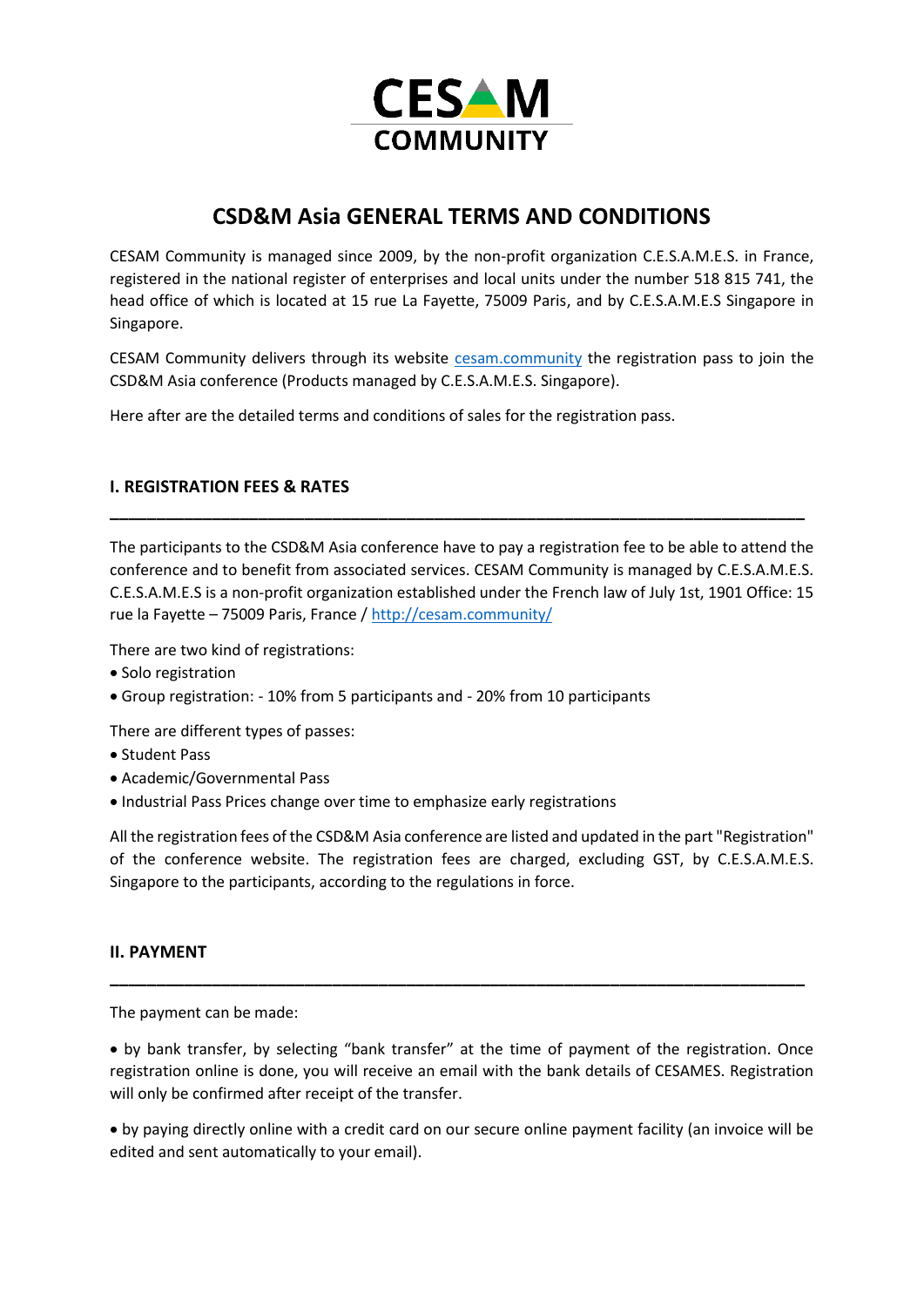CESAM COMMUNITY

# CSD&M Asia GENERAL TERMS AND CONDITIONS

CESAM Community is managed since 2009, by the non-profit organization C.E.S.A.M.E.S. in France, registered in the national register of enterprises and local units under the number 518 815 741, the head office of which is located at 15 rue La Fayette, 75009 Paris, and by C.E.S.A.M.E.S Singapore in Singapore.

CESAM Community delivers through its website [cesam.community](cesam.community) the registration pass to join the CSD&M Asia conference (Products managed by C.E.S.A.M.E.S. Singapore).

Here after are the detailed terms and conditions of sales for the registration pass.

## I. REGISTRATION FEES & RATES

---

The participants to the CSD&M Asia conference have to pay a registration fee to be able to attend the conference and to benefit from associated services. CESAM Community is managed by C.E.S.A.M.E.S. C.E.S.A.M.E.S is a non-profit organization established under the French law of July 1st, 1901 Office: 15 rue la Fayette – 75009 Paris, France / [http://cesam.community/](http://cesam.community/)

There are two kind of registrations:
- Solo registration
- Group registration: - 10% from 5 participants and - 20% from 10 participants

There are different types of passes:
- Student Pass
- Academic/Governmental Pass
- Industrial Pass Prices change over time to emphasize early registrations

All the registration fees of the CSD&M Asia conference are listed and updated in the part "Registration" of the conference website. The registration fees are charged, excluding GST, by C.E.S.A.M.E.S. Singapore to the participants, according to the regulations in force.

## II. PAYMENT

---

The payment can be made:

- by bank transfer, by selecting "bank transfer" at the time of payment of the registration. Once registration online is done, you will receive an email with the bank details of CESAMES. Registration will only be confirmed after receipt of the transfer.

- by paying directly online with a credit card on our secure online payment facility (an invoice will be edited and sent automatically to your email).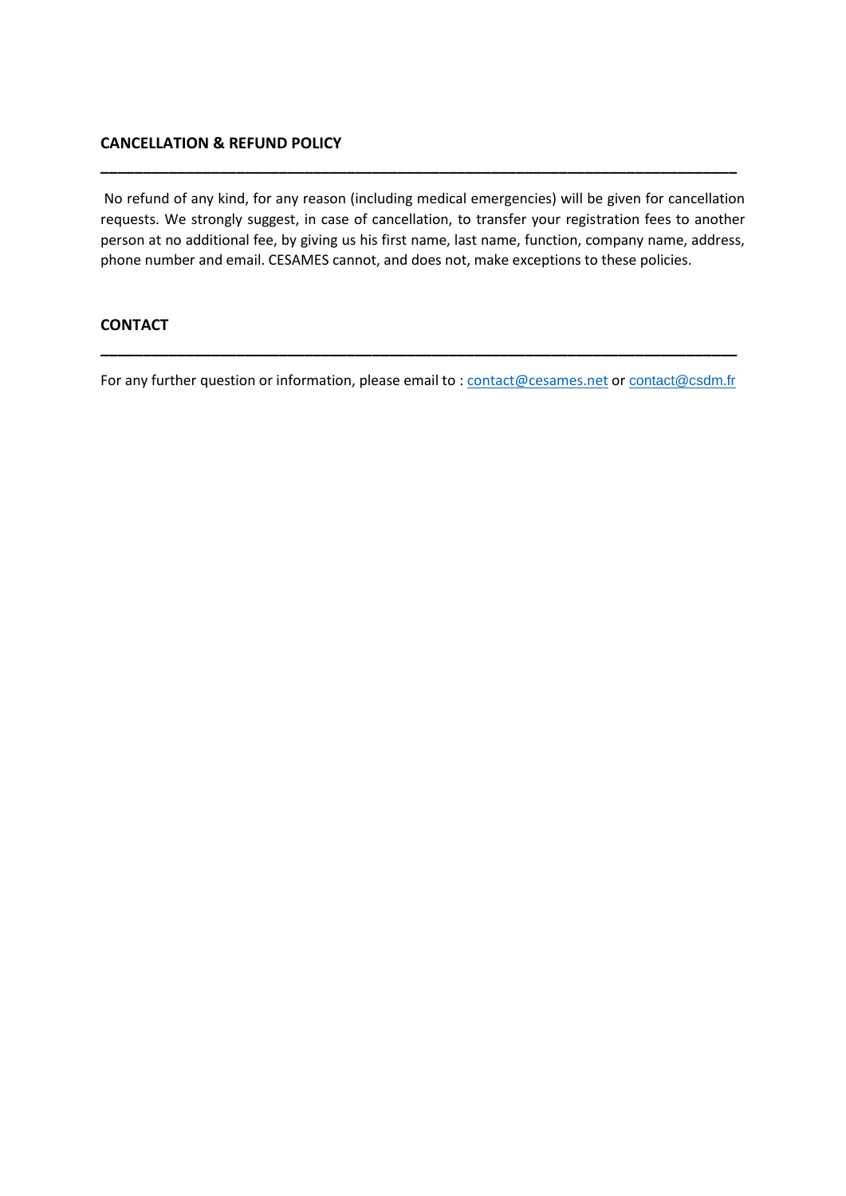**CANCELLATION & REFUND POLICY**

---

No refund of any kind, for any reason (including medical emergencies) will be given for cancellation requests. We strongly suggest, in case of cancellation, to transfer your registration fees to another person at no additional fee, by giving us his first name, last name, function, company name, address, phone number and email. CESAMES cannot, and does not, make exceptions to these policies.

**CONTACT**

---

For any further question or information, please email to : contact@cesames.net or contact@csdm.fr